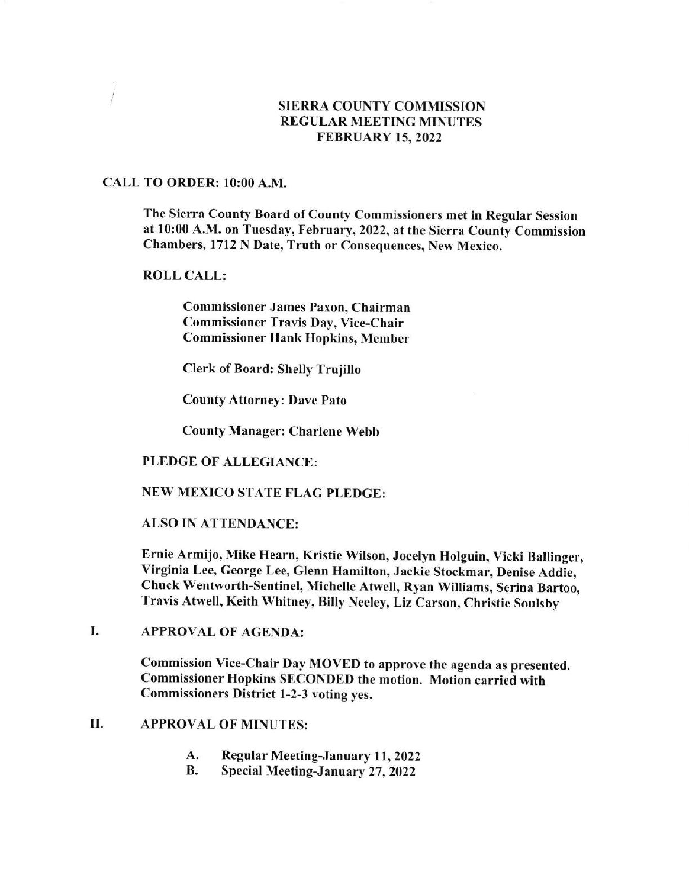# SIERRA COUNTY COMMISSION
## REGULAR MEETING MINUTES
## FEBRUARY 15, 2022

**CALL TO ORDER: 10:00 A.M.**

**The Sierra County Board of County Commissioners met in Regular Session at 10:00 A.M. on Tuesday, February, 2022, at the Sierra County Commission Chambers, 1712 N Date, Truth or Consequences, New Mexico.**

**ROLL CALL:**

**Commissioner James Paxon, Chairman**
**Commissioner Travis Day, Vice-Chair**
**Commissioner Hank Hopkins, Member**

**Clerk of Board: Shelly Trujillo**

**County Attorney: Dave Pato**

**County Manager: Charlene Webb**

**PLEDGE OF ALLEGIANCE:**

**NEW MEXICO STATE FLAG PLEDGE:**

**ALSO IN ATTENDANCE:**

**Ernie Armijo, Mike Hearn, Kristie Wilson, Jocelyn Holguin, Vicki Ballinger, Virginia Lee, George Lee, Glenn Hamilton, Jackie Stockmar, Denise Addie, Chuck Wentworth-Sentinel, Michelle Atwell, Ryan Williams, Serina Bartoo, Travis Atwell, Keith Whitney, Billy Neeley, Liz Carson, Christie Soulsby**

**I. APPROVAL OF AGENDA:**

**Commission Vice-Chair Day MOVED to approve the agenda as presented. Commissioner Hopkins SECONDED the motion. Motion carried with Commissioners District 1-2-3 voting yes.**

**II. APPROVAL OF MINUTES:**

**A. Regular Meeting-January 11, 2022**
**B. Special Meeting-January 27, 2022**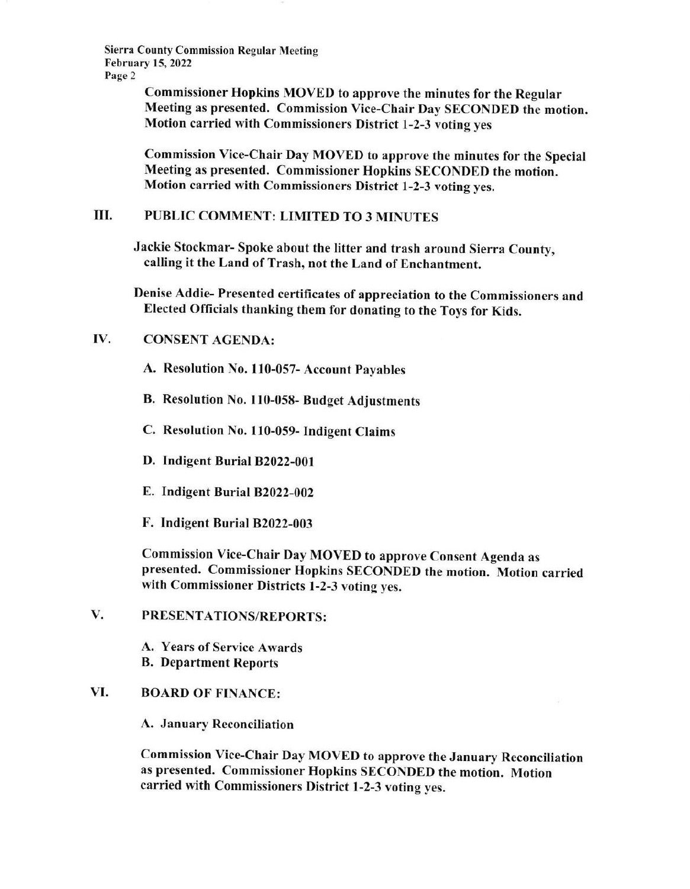**Commissioner Hopkins MOVED to approve the minutes for the Regular Meeting as presented. Commission Vice-Chair Day SECONDED the motion. Motion carried with Commissioners District 1-2-3 voting yes**

**Commission Vice-Chair Day MOVED to approve the minutes for the Special Meeting as presented. Commissioner Hopkins SECONDED the motion. Motion carried with Commissioners District 1-2-3 voting yes.**

## III. PUBLIC COMMENT: LIMITED TO 3 MINUTES

**Jackie Stockmar- Spoke about the litter and trash around Sierra County, calling it the Land of Trash, not the Land of Enchantment.**

**Denise Addie- Presented certificates of appreciation to the Commissioners and Elected Officials thanking them for donating to the Toys for Kids.**

## IV. CONSENT AGENDA:

**A. Resolution No. 110-057- Account Payables**

**B. Resolution No. 110-058- Budget Adjustments**

**C. Resolution No. 110-059- Indigent Claims**

**D. Indigent Burial B2022-001**

**E. Indigent Burial B2022-002**

**F. Indigent Burial B2022-003**

**Commission Vice-Chair Day MOVED to approve Consent Agenda as presented. Commissioner Hopkins SECONDED the motion. Motion carried with Commissioner Districts 1-2-3 voting yes.**

## V. PRESENTATIONS/REPORTS:

**A. Years of Service Awards**
**B. Department Reports**

## VI. BOARD OF FINANCE:

**A. January Reconciliation**

**Commission Vice-Chair Day MOVED to approve the January Reconciliation as presented. Commissioner Hopkins SECONDED the motion. Motion carried with Commissioners District 1-2-3 voting yes.**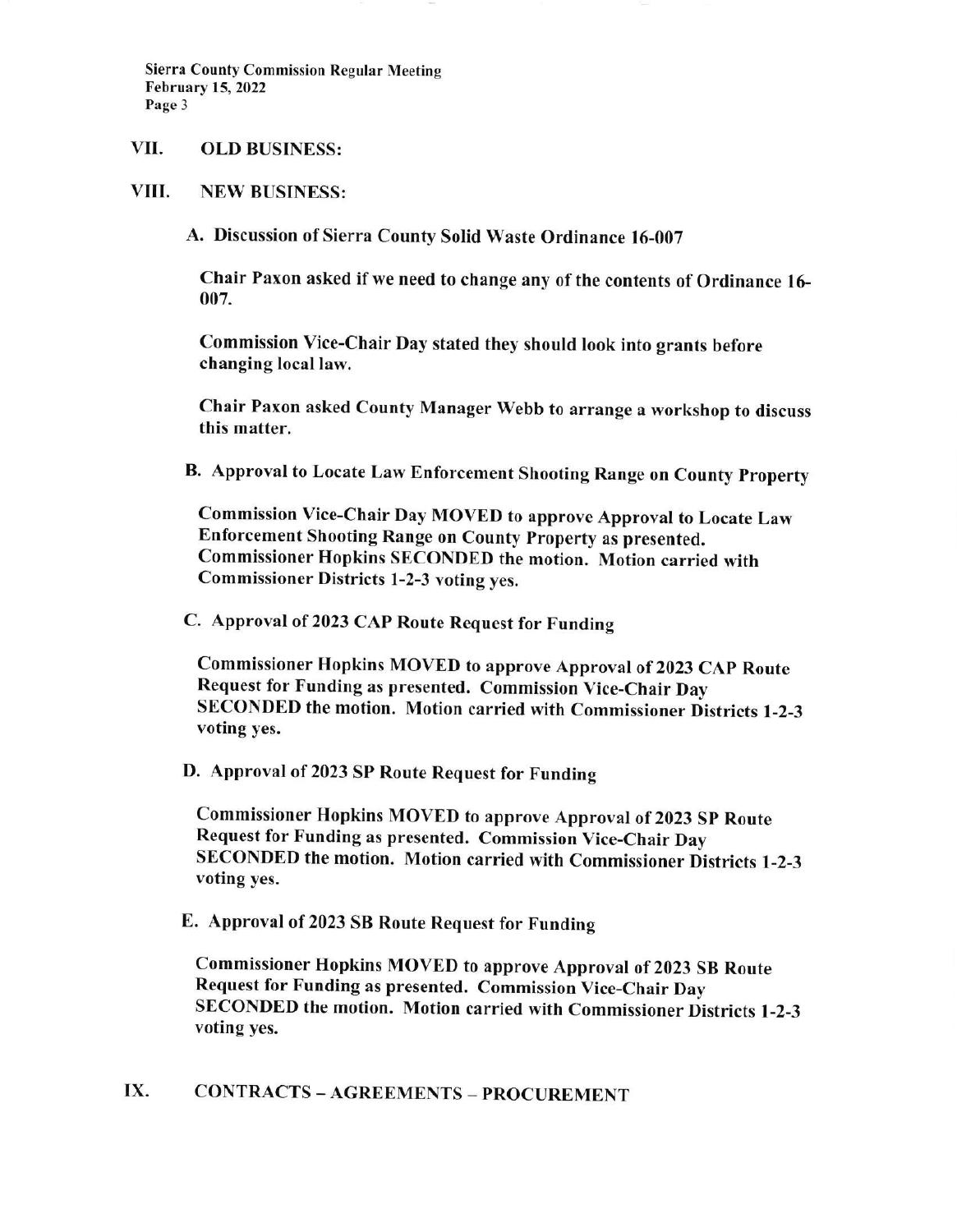## VII. OLD BUSINESS:

## VIII. NEW BUSINESS:

### A. Discussion of Sierra County Solid Waste Ordinance 16-007

Chair Paxon asked if we need to change any of the contents of Ordinance 16-007.

Commission Vice-Chair Day stated they should look into grants before changing local law.

Chair Paxon asked County Manager Webb to arrange a workshop to discuss this matter.

### B. Approval to Locate Law Enforcement Shooting Range on County Property

Commission Vice-Chair Day MOVED to approve Approval to Locate Law Enforcement Shooting Range on County Property as presented. Commissioner Hopkins SECONDED the motion. Motion carried with Commissioner Districts 1-2-3 voting yes.

### C. Approval of 2023 CAP Route Request for Funding

Commissioner Hopkins MOVED to approve Approval of 2023 CAP Route Request for Funding as presented. Commission Vice-Chair Day SECONDED the motion. Motion carried with Commissioner Districts 1-2-3 voting yes.

### D. Approval of 2023 SP Route Request for Funding

Commissioner Hopkins MOVED to approve Approval of 2023 SP Route Request for Funding as presented. Commission Vice-Chair Day SECONDED the motion. Motion carried with Commissioner Districts 1-2-3 voting yes.

### E. Approval of 2023 SB Route Request for Funding

Commissioner Hopkins MOVED to approve Approval of 2023 SB Route Request for Funding as presented. Commission Vice-Chair Day SECONDED the motion. Motion carried with Commissioner Districts 1-2-3 voting yes.

## IX. CONTRACTS – AGREEMENTS – PROCUREMENT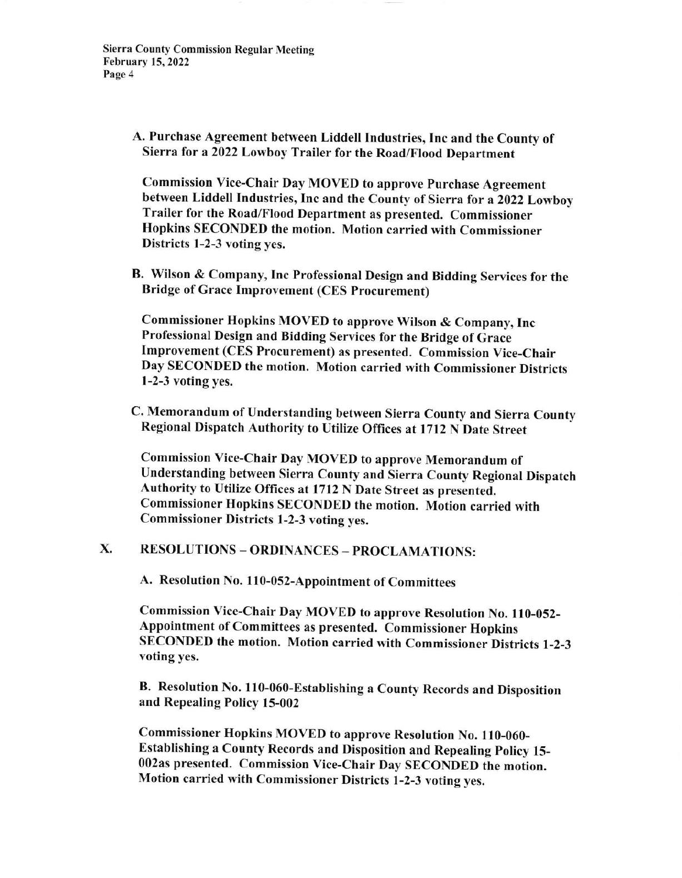A. **Purchase Agreement between Liddell Industries, Inc and the County of Sierra for a 2022 Lowboy Trailer for the Road/Flood Department**

Commission Vice-Chair Day MOVED to approve Purchase Agreement between Liddell Industries, Inc and the County of Sierra for a 2022 Lowboy Trailer for the Road/Flood Department as presented. Commissioner Hopkins SECONDED the motion. Motion carried with Commissioner Districts 1-2-3 voting yes.

B. **Wilson & Company, Inc Professional Design and Bidding Services for the Bridge of Grace Improvement (CES Procurement)**

Commissioner Hopkins MOVED to approve Wilson & Company, Inc Professional Design and Bidding Services for the Bridge of Grace Improvement (CES Procurement) as presented. Commission Vice-Chair Day SECONDED the motion. Motion carried with Commissioner Districts 1-2-3 voting yes.

C. **Memorandum of Understanding between Sierra County and Sierra County Regional Dispatch Authority to Utilize Offices at 1712 N Date Street**

Commission Vice-Chair Day MOVED to approve Memorandum of Understanding between Sierra County and Sierra County Regional Dispatch Authority to Utilize Offices at 1712 N Date Street as presented. Commissioner Hopkins SECONDED the motion. Motion carried with Commissioner Districts 1-2-3 voting yes.

## X. RESOLUTIONS – ORDINANCES – PROCLAMATIONS:

A. **Resolution No. 110-052-Appointment of Committees**

Commission Vice-Chair Day MOVED to approve Resolution No. 110-052-Appointment of Committees as presented. Commissioner Hopkins SECONDED the motion. Motion carried with Commissioner Districts 1-2-3 voting yes.

B. **Resolution No. 110-060-Establishing a County Records and Disposition and Repealing Policy 15-002**

Commissioner Hopkins MOVED to approve Resolution No. 110-060-Establishing a County Records and Disposition and Repealing Policy 15-002as presented. Commission Vice-Chair Day SECONDED the motion. Motion carried with Commissioner Districts 1-2-3 voting yes.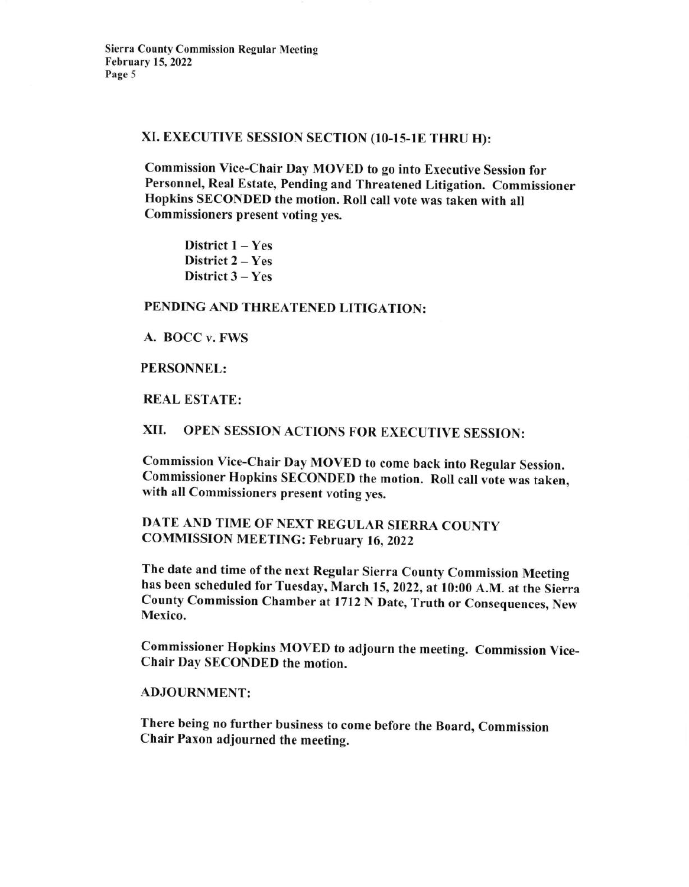## XI. EXECUTIVE SESSION SECTION (10-15-1E THRU H):

**Commission Vice-Chair Day MOVED to go into Executive Session for Personnel, Real Estate, Pending and Threatened Litigation. Commissioner Hopkins SECONDED the motion. Roll call vote was taken with all Commissioners present voting yes.**

**District 1 – Yes**
**District 2 – Yes**
**District 3 – Yes**

**PENDING AND THREATENED LITIGATION:**

**A. BOCC v. FWS**

**PERSONNEL:**

**REAL ESTATE:**

## XII. OPEN SESSION ACTIONS FOR EXECUTIVE SESSION:

**Commission Vice-Chair Day MOVED to come back into Regular Session. Commissioner Hopkins SECONDED the motion. Roll call vote was taken, with all Commissioners present voting yes.**

**DATE AND TIME OF NEXT REGULAR SIERRA COUNTY COMMISSION MEETING: February 16, 2022**

**The date and time of the next Regular Sierra County Commission Meeting has been scheduled for Tuesday, March 15, 2022, at 10:00 A.M. at the Sierra County Commission Chamber at 1712 N Date, Truth or Consequences, New Mexico.**

**Commissioner Hopkins MOVED to adjourn the meeting. Commission Vice-Chair Day SECONDED the motion.**

**ADJOURNMENT:**

**There being no further business to come before the Board, Commission Chair Paxon adjourned the meeting.**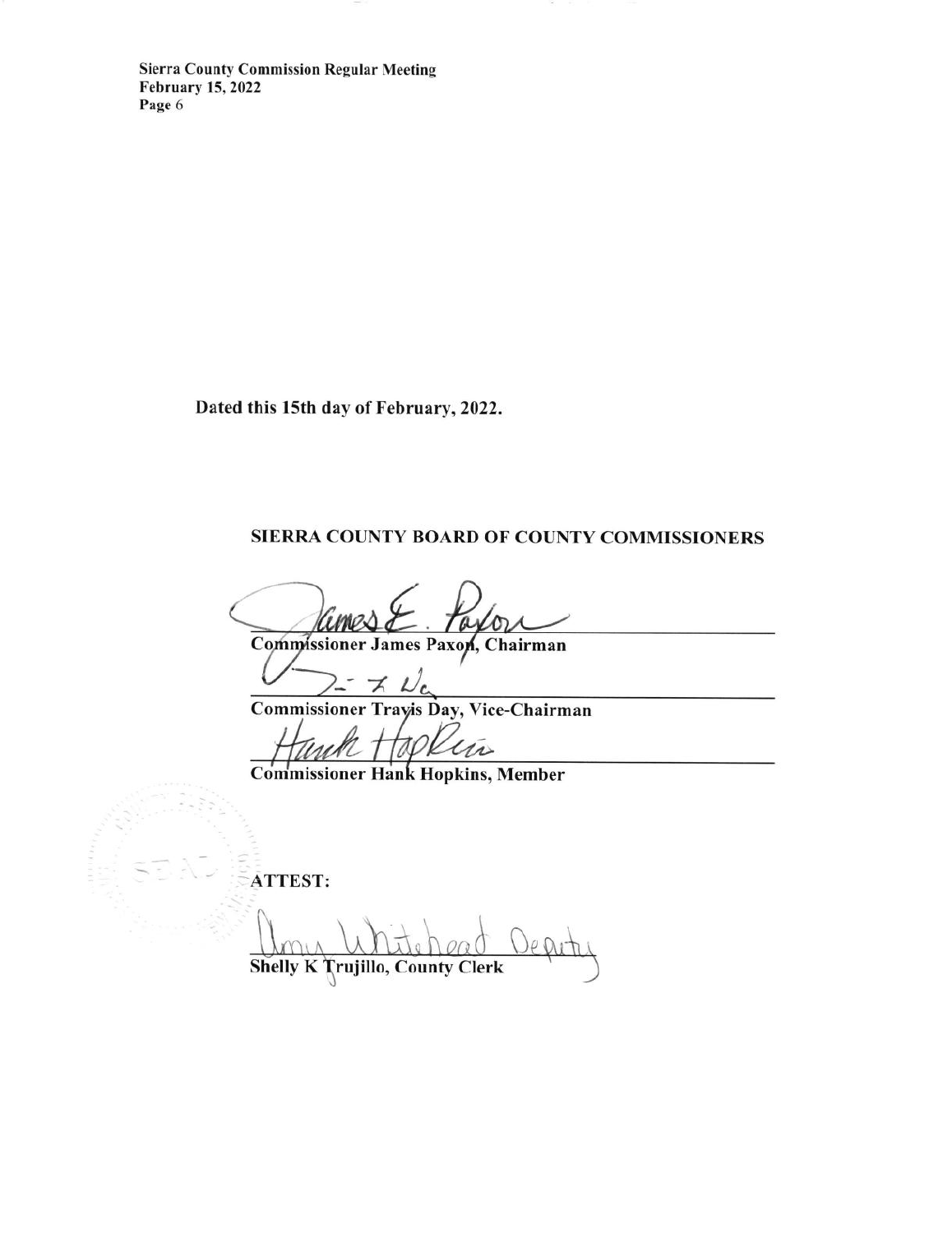Dated this 15th day of February, 2022.

**SIERRA COUNTY BOARD OF COUNTY COMMISSIONERS**

**Commissioner James Paxon, Chairman**

**Commissioner Travis Day, Vice-Chairman**

**Commissioner Hank Hopkins, Member**

**ATTEST:**

Amy Whitehead Deputy

**Shelly K Trujillo, County Clerk**